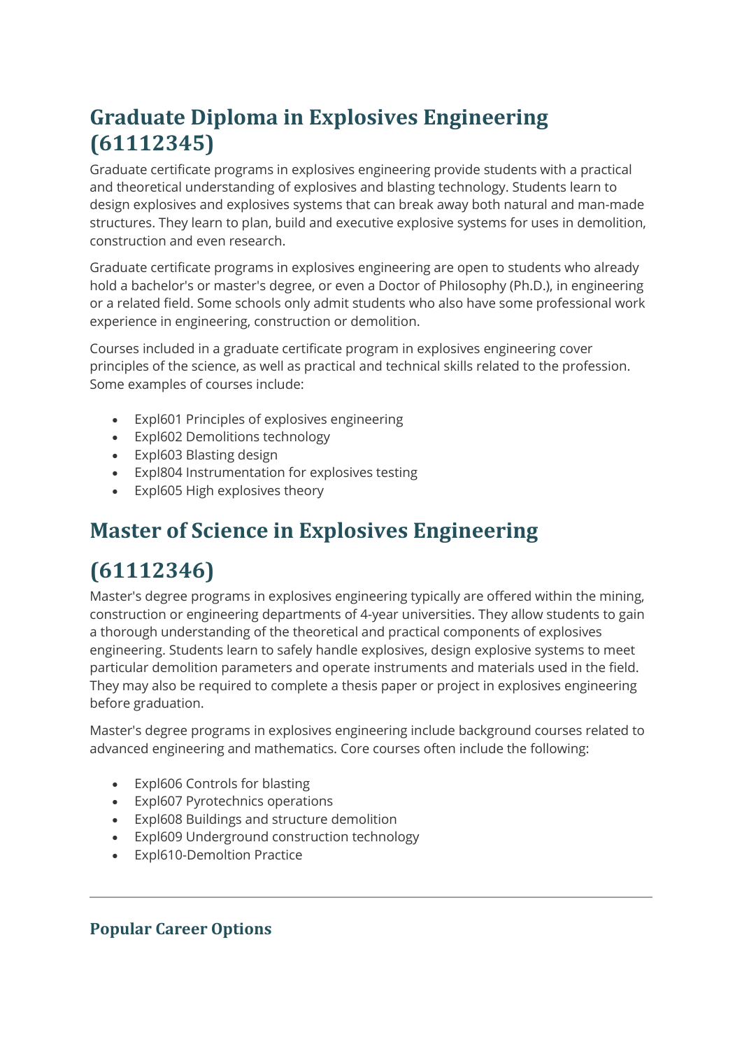## Graduate Diploma in Explosives Engineering (61112345)

Graduate certificate programs in explosives engineering provide students with a practical and theoretical understanding of explosives and blasting technology. Students learn to design explosives and explosives systems that can break away both natural and man-made structures. They learn to plan, build and executive explosive systems for uses in demolition, construction and even research.

Graduate certificate programs in explosives engineering are open to students who already hold a bachelor's or master's degree, or even a Doctor of Philosophy (Ph.D.), in engineering or a related field. Some schools only admit students who also have some professional work experience in engineering, construction or demolition.

Courses included in a graduate certificate program in explosives engineering cover principles of the science, as well as practical and technical skills related to the profession. Some examples of courses include:

- Expl601 Principles of explosives engineering
- Expl602 Demolitions technology
- Expl603 Blasting design
- Expl804 Instrumentation for explosives testing
- Expl605 High explosives theory

## Master of Science in Explosives Engineering

## (61112346)

Master's degree programs in explosives engineering typically are offered within the mining, construction or engineering departments of 4-year universities. They allow students to gain a thorough understanding of the theoretical and practical components of explosives engineering. Students learn to safely handle explosives, design explosive systems to meet particular demolition parameters and operate instruments and materials used in the field. They may also be required to complete a thesis paper or project in explosives engineering before graduation.

Master's degree programs in explosives engineering include background courses related to advanced engineering and mathematics. Core courses often include the following:

- Expl606 Controls for blasting
- Expl607 Pyrotechnics operations
- Expl608 Buildings and structure demolition
- Expl609 Underground construction technology
- Expl610-Demoltion Practice

---

### Popular Career Options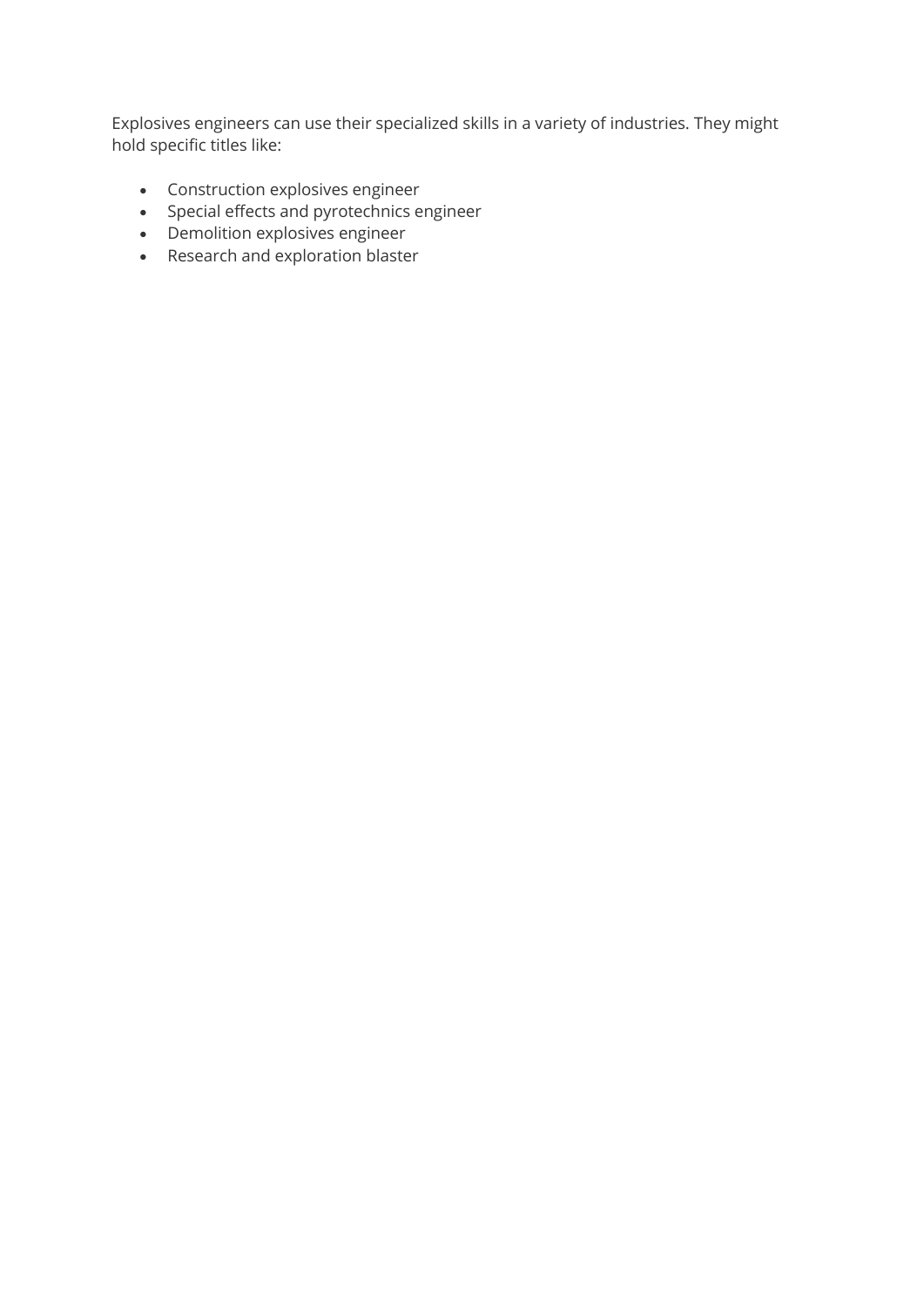Explosives engineers can use their specialized skills in a variety of industries. They might hold specific titles like:

- Construction explosives engineer
- Special effects and pyrotechnics engineer
- Demolition explosives engineer
- Research and exploration blaster